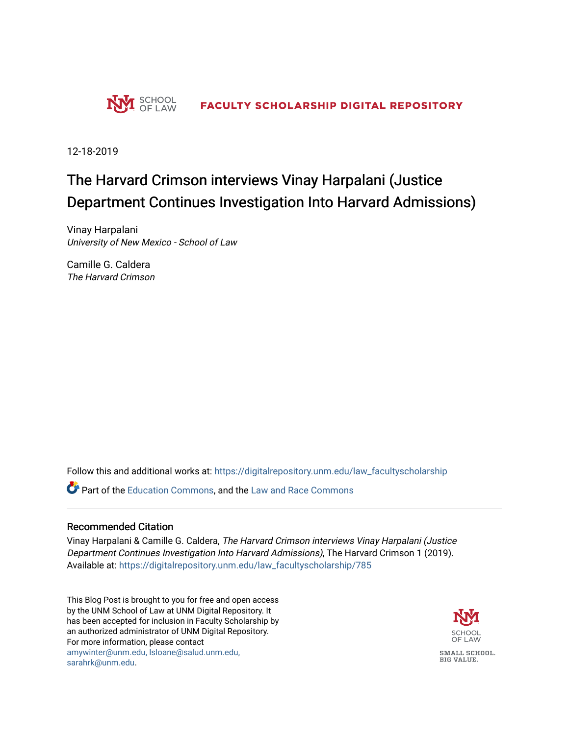SCHOOL OF LAW **FACULTY SCHOLARSHIP DIGITAL REPOSITORY**

12-18-2019

# The Harvard Crimson interviews Vinay Harpalani (Justice Department Continues Investigation Into Harvard Admissions)

Vinay Harpalani
*University of New Mexico - School of Law*

Camille G. Caldera
*The Harvard Crimson*

Follow this and additional works at: https://digitalrepository.unm.edu/law_facultyscholarship

Part of the Education Commons, and the Law and Race Commons

## Recommended Citation

Vinay Harpalani & Camille G. Caldera, *The Harvard Crimson interviews Vinay Harpalani (Justice Department Continues Investigation Into Harvard Admissions)*, The Harvard Crimson 1 (2019).
Available at: https://digitalrepository.unm.edu/law_facultyscholarship/785

This Blog Post is brought to you for free and open access by the UNM School of Law at UNM Digital Repository. It has been accepted for inclusion in Faculty Scholarship by an authorized administrator of UNM Digital Repository. For more information, please contact amywinter@unm.edu, lsloane@salud.unm.edu, sarahrk@unm.edu.

SCHOOL OF LAW
SMALL SCHOOL. BIG VALUE.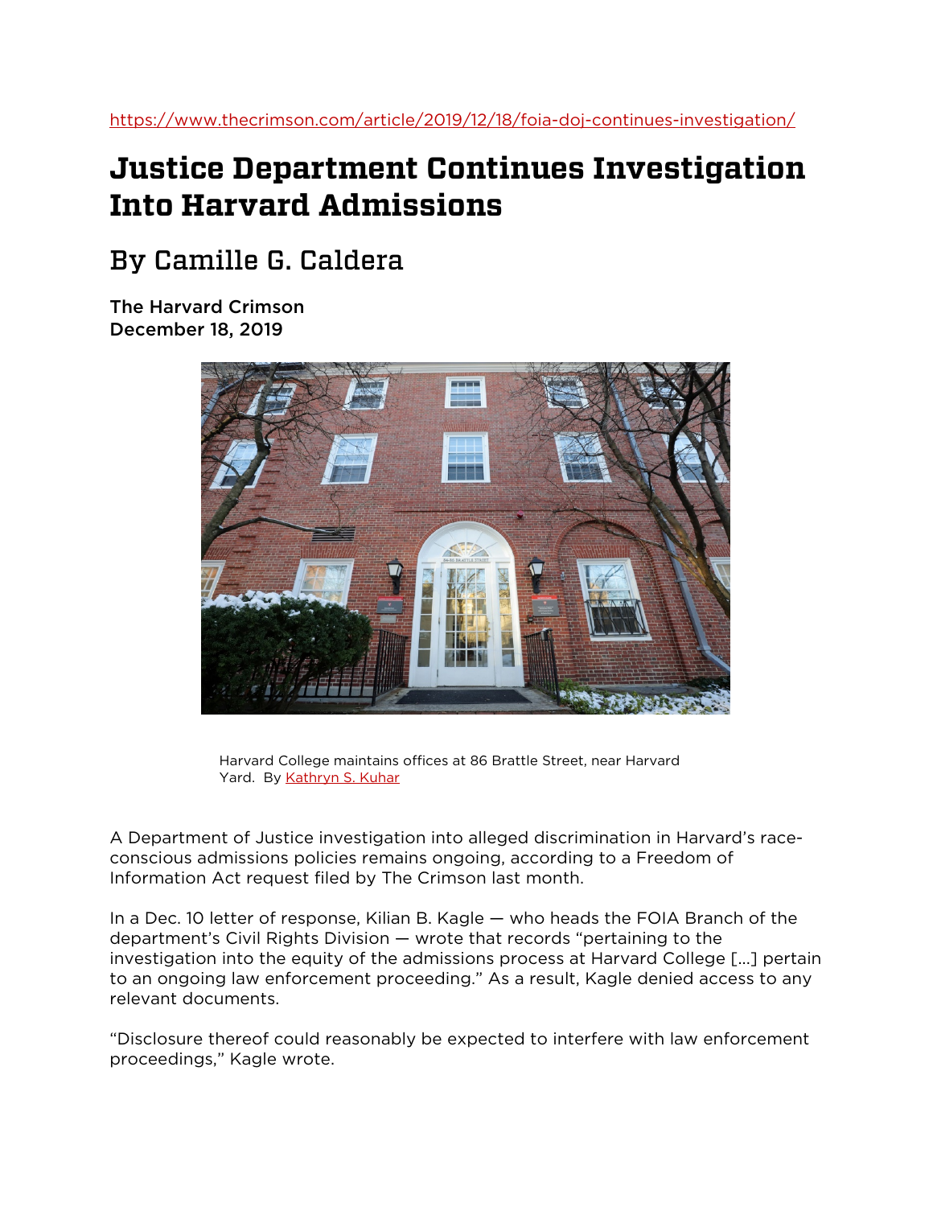https://www.thecrimson.com/article/2019/12/18/foia-doj-continues-investigation/

# Justice Department Continues Investigation Into Harvard Admissions

## By Camille G. Caldera

**The Harvard Crimson**
**December 18, 2019**

Harvard College maintains offices at 86 Brattle Street, near Harvard Yard. By Kathryn S. Kuhar

A Department of Justice investigation into alleged discrimination in Harvard's race-conscious admissions policies remains ongoing, according to a Freedom of Information Act request filed by The Crimson last month.

In a Dec. 10 letter of response, Kilian B. Kagle — who heads the FOIA Branch of the department's Civil Rights Division — wrote that records "pertaining to the investigation into the equity of the admissions process at Harvard College [...] pertain to an ongoing law enforcement proceeding." As a result, Kagle denied access to any relevant documents.

"Disclosure thereof could reasonably be expected to interfere with law enforcement proceedings," Kagle wrote.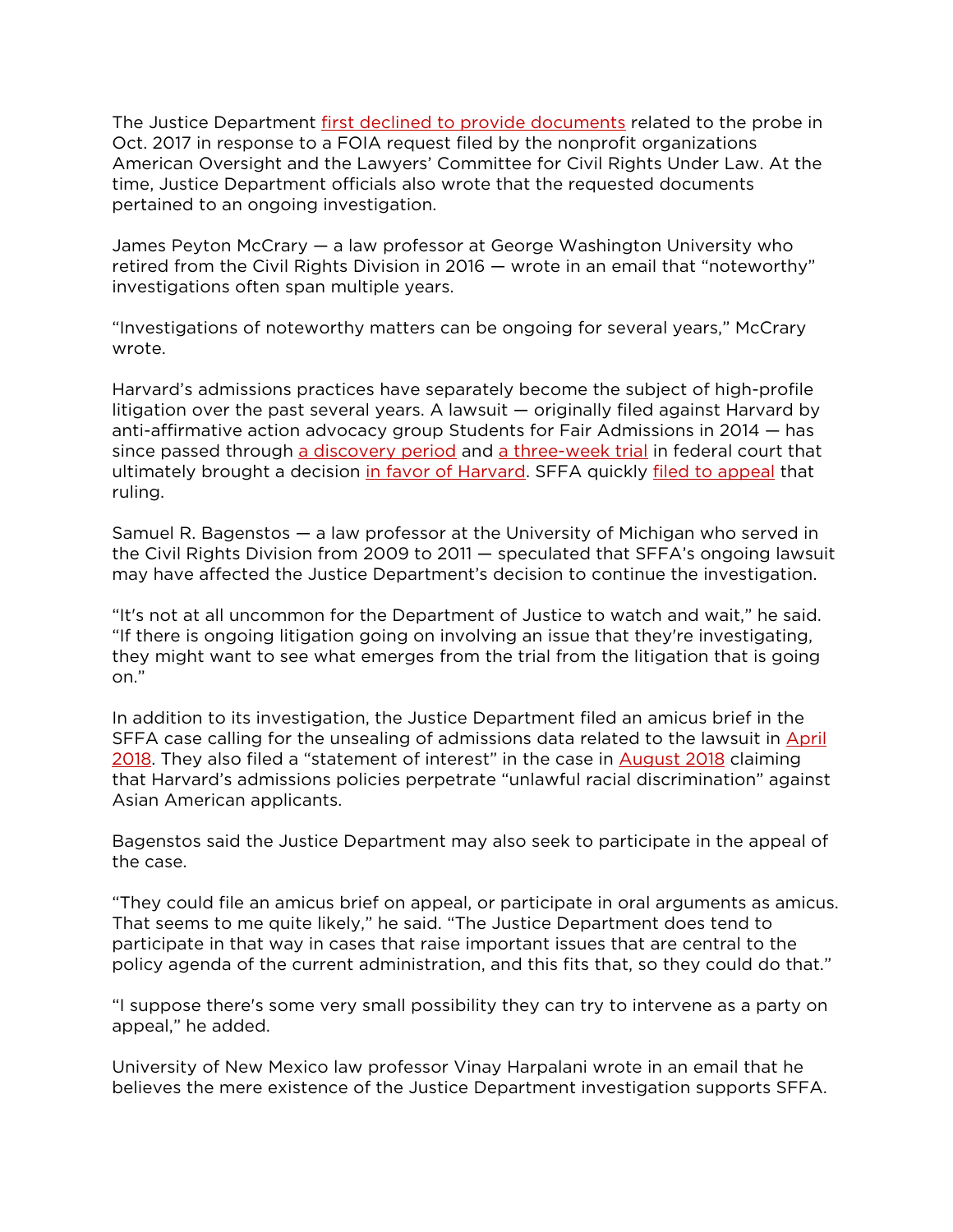The Justice Department first declined to provide documents related to the probe in Oct. 2017 in response to a FOIA request filed by the nonprofit organizations American Oversight and the Lawyers' Committee for Civil Rights Under Law. At the time, Justice Department officials also wrote that the requested documents pertained to an ongoing investigation.

James Peyton McCrary — a law professor at George Washington University who retired from the Civil Rights Division in 2016 — wrote in an email that "noteworthy" investigations often span multiple years.

"Investigations of noteworthy matters can be ongoing for several years," McCrary wrote.

Harvard's admissions practices have separately become the subject of high-profile litigation over the past several years. A lawsuit — originally filed against Harvard by anti-affirmative action advocacy group Students for Fair Admissions in 2014 — has since passed through a discovery period and a three-week trial in federal court that ultimately brought a decision in favor of Harvard. SFFA quickly filed to appeal that ruling.

Samuel R. Bagenstos — a law professor at the University of Michigan who served in the Civil Rights Division from 2009 to 2011 — speculated that SFFA's ongoing lawsuit may have affected the Justice Department's decision to continue the investigation.

"It's not at all uncommon for the Department of Justice to watch and wait," he said. "If there is ongoing litigation going on involving an issue that they're investigating, they might want to see what emerges from the trial from the litigation that is going on."

In addition to its investigation, the Justice Department filed an amicus brief in the SFFA case calling for the unsealing of admissions data related to the lawsuit in April 2018. They also filed a "statement of interest" in the case in August 2018 claiming that Harvard's admissions policies perpetrate "unlawful racial discrimination" against Asian American applicants.

Bagenstos said the Justice Department may also seek to participate in the appeal of the case.

"They could file an amicus brief on appeal, or participate in oral arguments as amicus. That seems to me quite likely," he said. "The Justice Department does tend to participate in that way in cases that raise important issues that are central to the policy agenda of the current administration, and this fits that, so they could do that."

"I suppose there's some very small possibility they can try to intervene as a party on appeal," he added.

University of New Mexico law professor Vinay Harpalani wrote in an email that he believes the mere existence of the Justice Department investigation supports SFFA.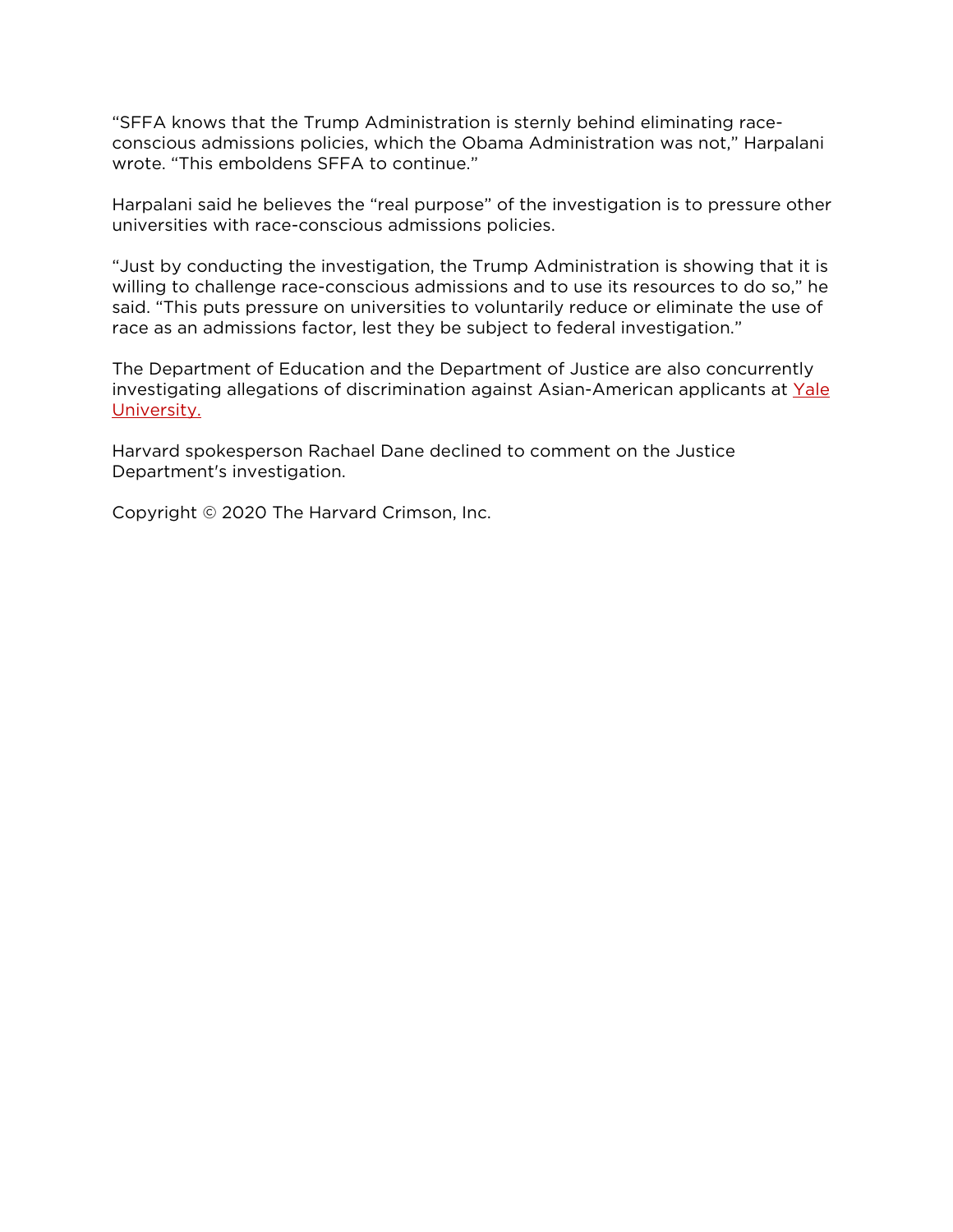“SFFA knows that the Trump Administration is sternly behind eliminating race-conscious admissions policies, which the Obama Administration was not,” Harpalani wrote. “This emboldens SFFA to continue.”

Harpalani said he believes the “real purpose” of the investigation is to pressure other universities with race-conscious admissions policies.

“Just by conducting the investigation, the Trump Administration is showing that it is willing to challenge race-conscious admissions and to use its resources to do so,” he said. “This puts pressure on universities to voluntarily reduce or eliminate the use of race as an admissions factor, lest they be subject to federal investigation.”

The Department of Education and the Department of Justice are also concurrently investigating allegations of discrimination against Asian-American applicants at Yale University.

Harvard spokesperson Rachael Dane declined to comment on the Justice Department's investigation.

Copyright © 2020 The Harvard Crimson, Inc.